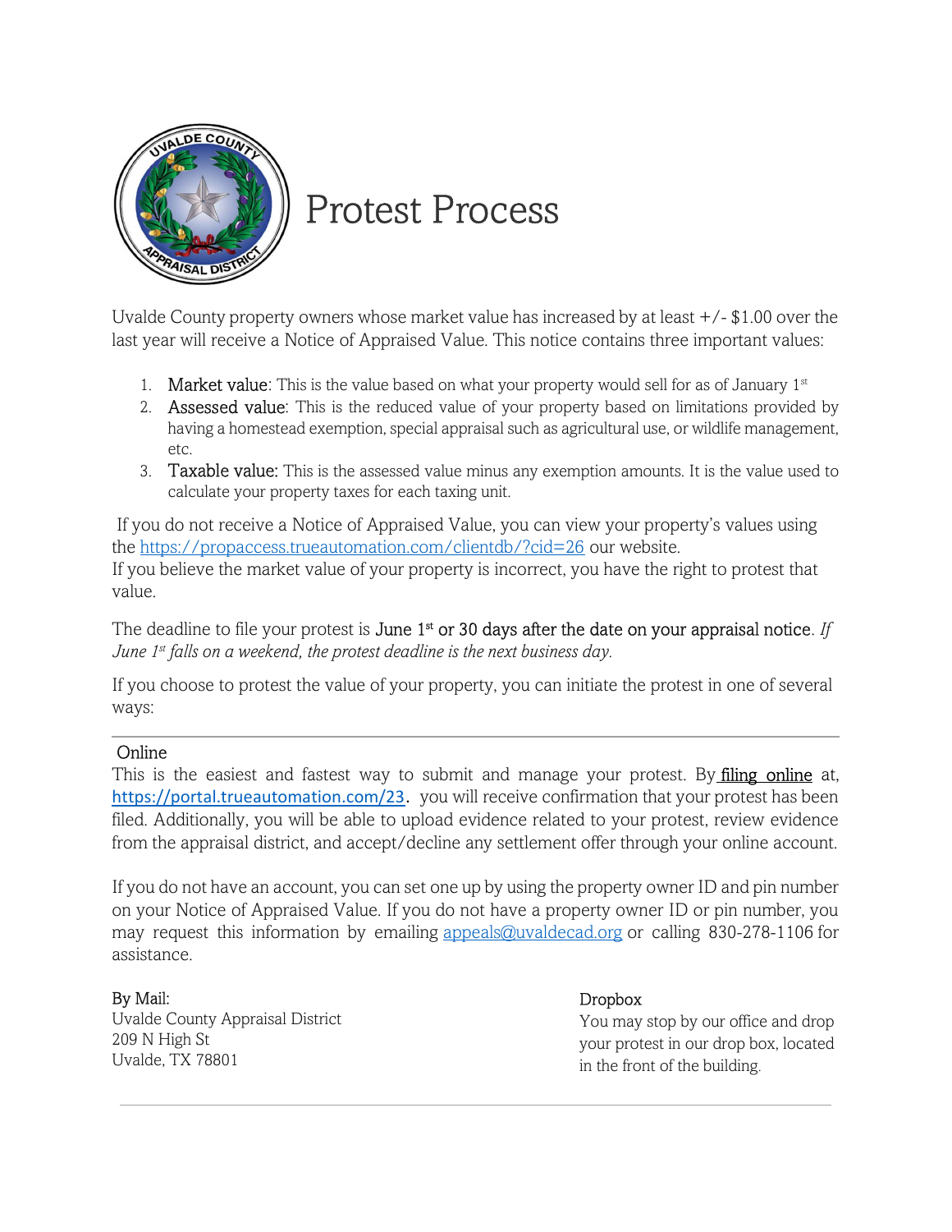# Protest Process

Uvalde County property owners whose market value has increased by at least +/- $1.00 over the last year will receive a Notice of Appraised Value. This notice contains three important values:

1. **Market value**: This is the value based on what your property would sell for as of January 1st
2. **Assessed value**: This is the reduced value of your property based on limitations provided by having a homestead exemption, special appraisal such as agricultural use, or wildlife management, etc.
3. **Taxable value:** This is the assessed value minus any exemption amounts. It is the value used to calculate your property taxes for each taxing unit.

If you do not receive a Notice of Appraised Value, you can view your property's values using the https://propaccess.trueautomation.com/clientdb/?cid=26 our website.
If you believe the market value of your property is incorrect, you have the right to protest that value.

The deadline to file your protest is **June 1st or 30 days after the date on your appraisal notice**. *If June 1st falls on a weekend, the protest deadline is the next business day.*

If you choose to protest the value of your property, you can initiate the protest in one of several ways:

---

## Online

This is the easiest and fastest way to submit and manage your protest. By filing online at, https://portal.trueautomation.com/23. you will receive confirmation that your protest has been filed. Additionally, you will be able to upload evidence related to your protest, review evidence from the appraisal district, and accept/decline any settlement offer through your online account.

If you do not have an account, you can set one up by using the property owner ID and pin number on your Notice of Appraised Value. If you do not have a property owner ID or pin number, you may request this information by emailing appeals@uvaldecad.org or calling 830-278-1106 for assistance.

## By Mail:

Uvalde County Appraisal District
209 N High St
Uvalde, TX 78801

## Dropbox

You may stop by our office and drop your protest in our drop box, located in the front of the building.

---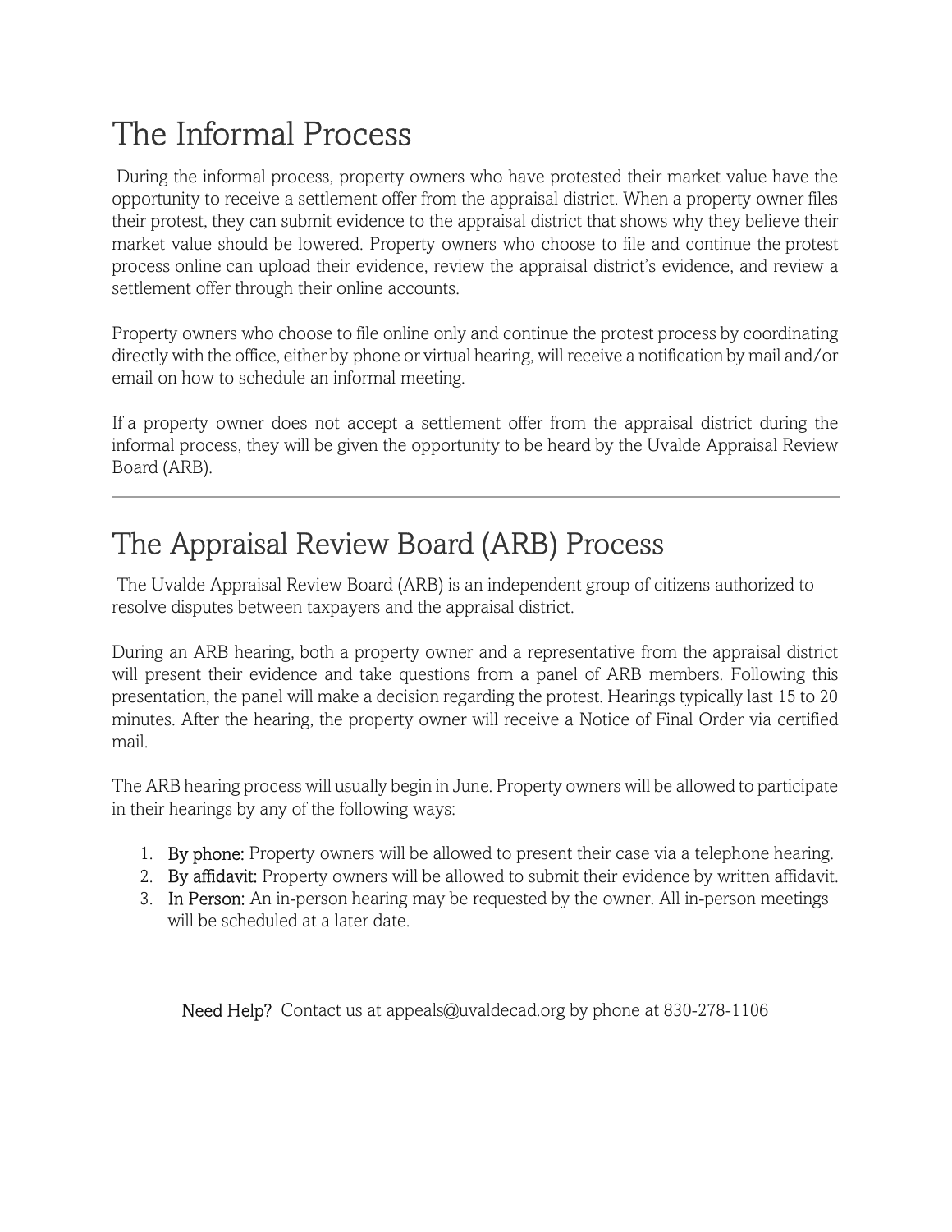# The Informal Process

During the informal process, property owners who have protested their market value have the opportunity to receive a settlement offer from the appraisal district. When a property owner files their protest, they can submit evidence to the appraisal district that shows why they believe their market value should be lowered. Property owners who choose to file and continue the protest process online can upload their evidence, review the appraisal district's evidence, and review a settlement offer through their online accounts.

Property owners who choose to file online only and continue the protest process by coordinating directly with the office, either by phone or virtual hearing, will receive a notification by mail and/or email on how to schedule an informal meeting.

If a property owner does not accept a settlement offer from the appraisal district during the informal process, they will be given the opportunity to be heard by the Uvalde Appraisal Review Board (ARB).

---

# The Appraisal Review Board (ARB) Process

The Uvalde Appraisal Review Board (ARB) is an independent group of citizens authorized to resolve disputes between taxpayers and the appraisal district.

During an ARB hearing, both a property owner and a representative from the appraisal district will present their evidence and take questions from a panel of ARB members. Following this presentation, the panel will make a decision regarding the protest. Hearings typically last 15 to 20 minutes. After the hearing, the property owner will receive a Notice of Final Order via certified mail.

The ARB hearing process will usually begin in June. Property owners will be allowed to participate in their hearings by any of the following ways:

1. By phone: Property owners will be allowed to present their case via a telephone hearing.
2. By affidavit: Property owners will be allowed to submit their evidence by written affidavit.
3. In Person: An in-person hearing may be requested by the owner. All in-person meetings will be scheduled at a later date.

Need Help? Contact us at appeals@uvaldecad.org by phone at 830-278-1106